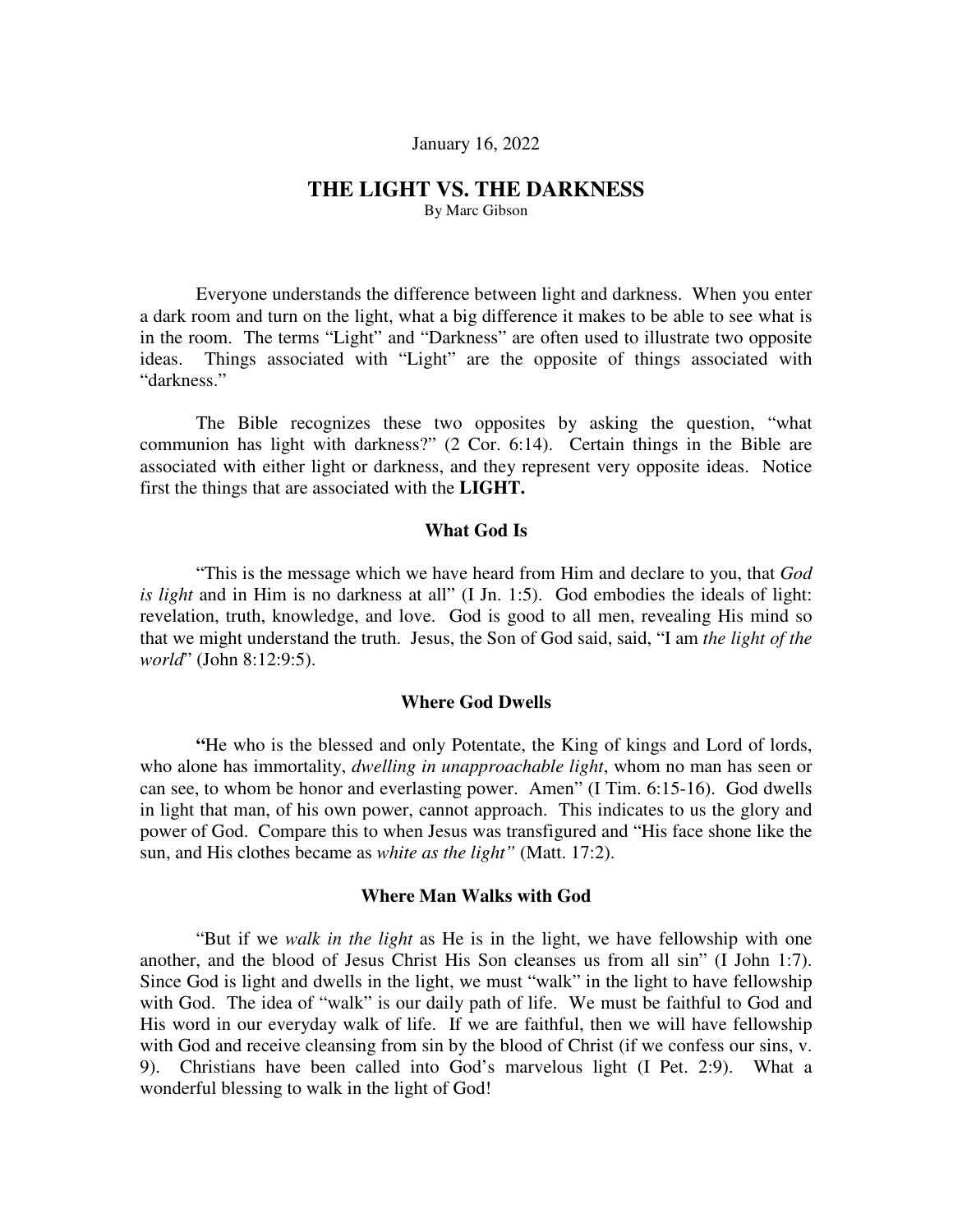January 16, 2022

# THE LIGHT VS. THE DARKNESS

By Marc Gibson

Everyone understands the difference between light and darkness. When you enter a dark room and turn on the light, what a big difference it makes to be able to see what is in the room. The terms "Light" and "Darkness" are often used to illustrate two opposite ideas. Things associated with "Light" are the opposite of things associated with "darkness."

The Bible recognizes these two opposites by asking the question, "what communion has light with darkness?" (2 Cor. 6:14). Certain things in the Bible are associated with either light or darkness, and they represent very opposite ideas. Notice first the things that are associated with the **LIGHT.**

## What God Is

"This is the message which we have heard from Him and declare to you, that *God is light* and in Him is no darkness at all" (I Jn. 1:5). God embodies the ideals of light: revelation, truth, knowledge, and love. God is good to all men, revealing His mind so that we might understand the truth. Jesus, the Son of God said, said, "I am *the light of the world*" (John 8:12:9:5).

## Where God Dwells

**"**He who is the blessed and only Potentate, the King of kings and Lord of lords, who alone has immortality, *dwelling in unapproachable light*, whom no man has seen or can see, to whom be honor and everlasting power. Amen" (I Tim. 6:15-16). God dwells in light that man, of his own power, cannot approach. This indicates to us the glory and power of God. Compare this to when Jesus was transfigured and "His face shone like the sun, and His clothes became as *white as the light"* (Matt. 17:2).

## Where Man Walks with God

"But if we *walk in the light* as He is in the light, we have fellowship with one another, and the blood of Jesus Christ His Son cleanses us from all sin" (I John 1:7). Since God is light and dwells in the light, we must "walk" in the light to have fellowship with God. The idea of "walk" is our daily path of life. We must be faithful to God and His word in our everyday walk of life. If we are faithful, then we will have fellowship with God and receive cleansing from sin by the blood of Christ (if we confess our sins, v. 9). Christians have been called into God's marvelous light (I Pet. 2:9). What a wonderful blessing to walk in the light of God!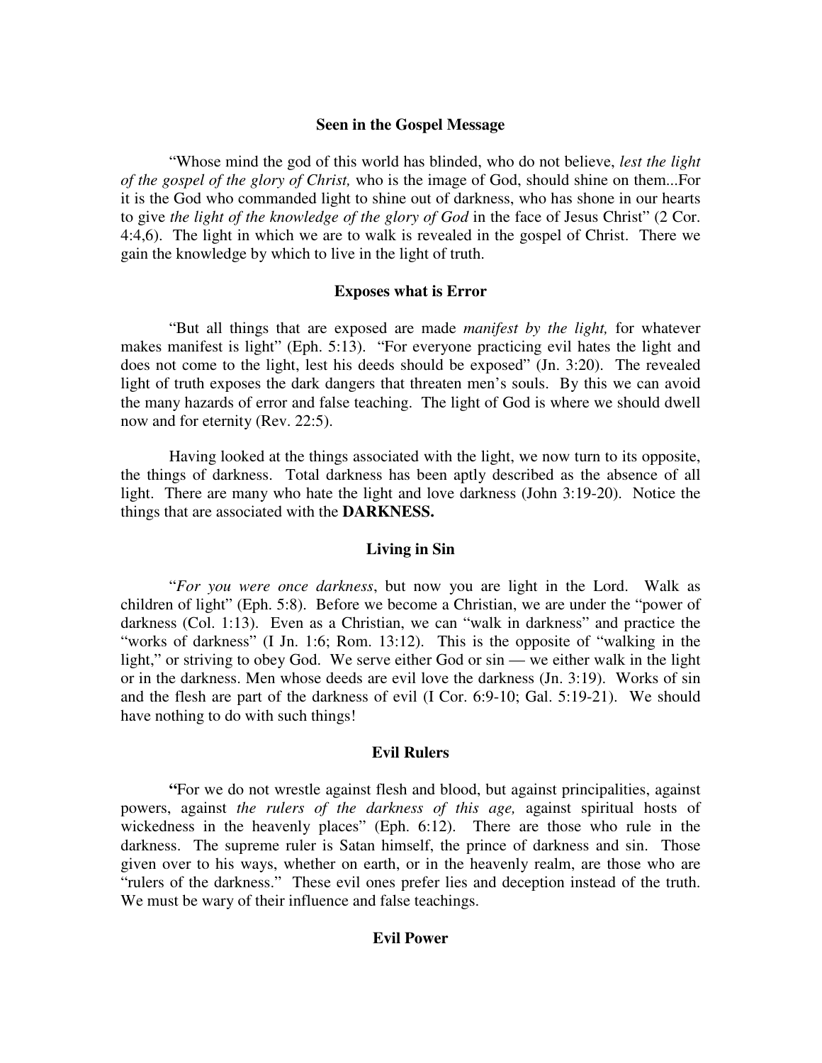### Seen in the Gospel Message

"Whose mind the god of this world has blinded, who do not believe, *lest the light of the gospel of the glory of Christ,* who is the image of God, should shine on them...For it is the God who commanded light to shine out of darkness, who has shone in our hearts to give *the light of the knowledge of the glory of God* in the face of Jesus Christ" (2 Cor. 4:4,6). The light in which we are to walk is revealed in the gospel of Christ. There we gain the knowledge by which to live in the light of truth.

### Exposes what is Error

"But all things that are exposed are made *manifest by the light,* for whatever makes manifest is light" (Eph. 5:13). "For everyone practicing evil hates the light and does not come to the light, lest his deeds should be exposed" (Jn. 3:20). The revealed light of truth exposes the dark dangers that threaten men's souls. By this we can avoid the many hazards of error and false teaching. The light of God is where we should dwell now and for eternity (Rev. 22:5).

Having looked at the things associated with the light, we now turn to its opposite, the things of darkness. Total darkness has been aptly described as the absence of all light. There are many who hate the light and love darkness (John 3:19-20). Notice the things that are associated with the **DARKNESS.**

### Living in Sin

"*For you were once darkness*, but now you are light in the Lord. Walk as children of light" (Eph. 5:8). Before we become a Christian, we are under the "power of darkness (Col. 1:13). Even as a Christian, we can "walk in darkness" and practice the "works of darkness" (I Jn. 1:6; Rom. 13:12). This is the opposite of "walking in the light," or striving to obey God. We serve either God or sin — we either walk in the light or in the darkness. Men whose deeds are evil love the darkness (Jn. 3:19). Works of sin and the flesh are part of the darkness of evil (I Cor. 6:9-10; Gal. 5:19-21). We should have nothing to do with such things!

### Evil Rulers

"For we do not wrestle against flesh and blood, but against principalities, against powers, against *the rulers of the darkness of this age,* against spiritual hosts of wickedness in the heavenly places" (Eph. 6:12). There are those who rule in the darkness. The supreme ruler is Satan himself, the prince of darkness and sin. Those given over to his ways, whether on earth, or in the heavenly realm, are those who are "rulers of the darkness." These evil ones prefer lies and deception instead of the truth. We must be wary of their influence and false teachings.

### Evil Power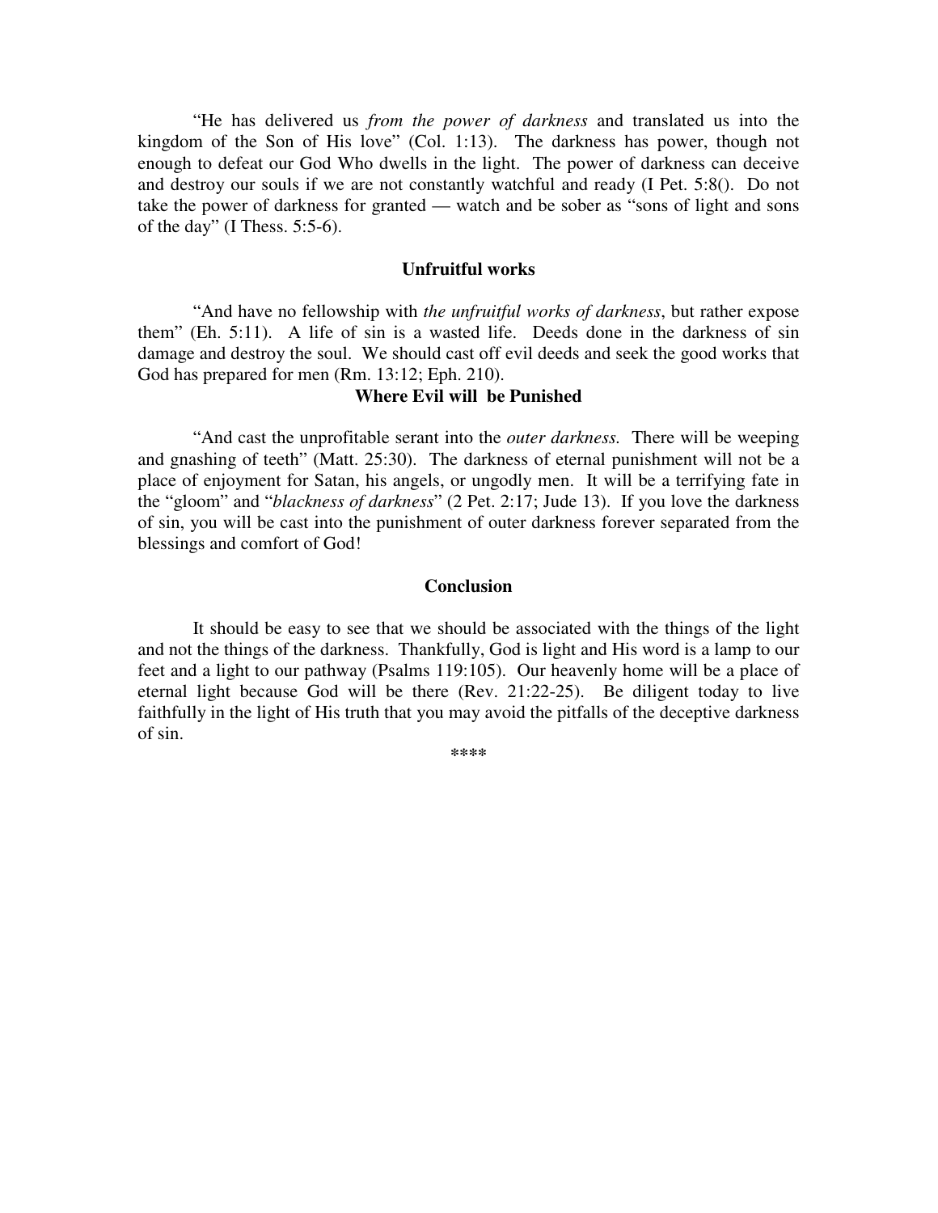"He has delivered us *from the power of darkness* and translated us into the kingdom of the Son of His love" (Col. 1:13). The darkness has power, though not enough to defeat our God Who dwells in the light. The power of darkness can deceive and destroy our souls if we are not constantly watchful and ready (I Pet. 5:8(). Do not take the power of darkness for granted — watch and be sober as "sons of light and sons of the day" (I Thess. 5:5-6).

### Unfruitful works

"And have no fellowship with *the unfruitful works of darkness*, but rather expose them" (Eh. 5:11). A life of sin is a wasted life. Deeds done in the darkness of sin damage and destroy the soul. We should cast off evil deeds and seek the good works that God has prepared for men (Rm. 13:12; Eph. 210).

### Where Evil will be Punished

"And cast the unprofitable serant into the *outer darkness.* There will be weeping and gnashing of teeth" (Matt. 25:30). The darkness of eternal punishment will not be a place of enjoyment for Satan, his angels, or ungodly men. It will be a terrifying fate in the "gloom" and "*blackness of darkness*" (2 Pet. 2:17; Jude 13). If you love the darkness of sin, you will be cast into the punishment of outer darkness forever separated from the blessings and comfort of God!

### Conclusion

It should be easy to see that we should be associated with the things of the light and not the things of the darkness. Thankfully, God is light and His word is a lamp to our feet and a light to our pathway (Psalms 119:105). Our heavenly home will be a place of eternal light because God will be there (Rev. 21:22-25). Be diligent today to live faithfully in the light of His truth that you may avoid the pitfalls of the deceptive darkness of sin.

****